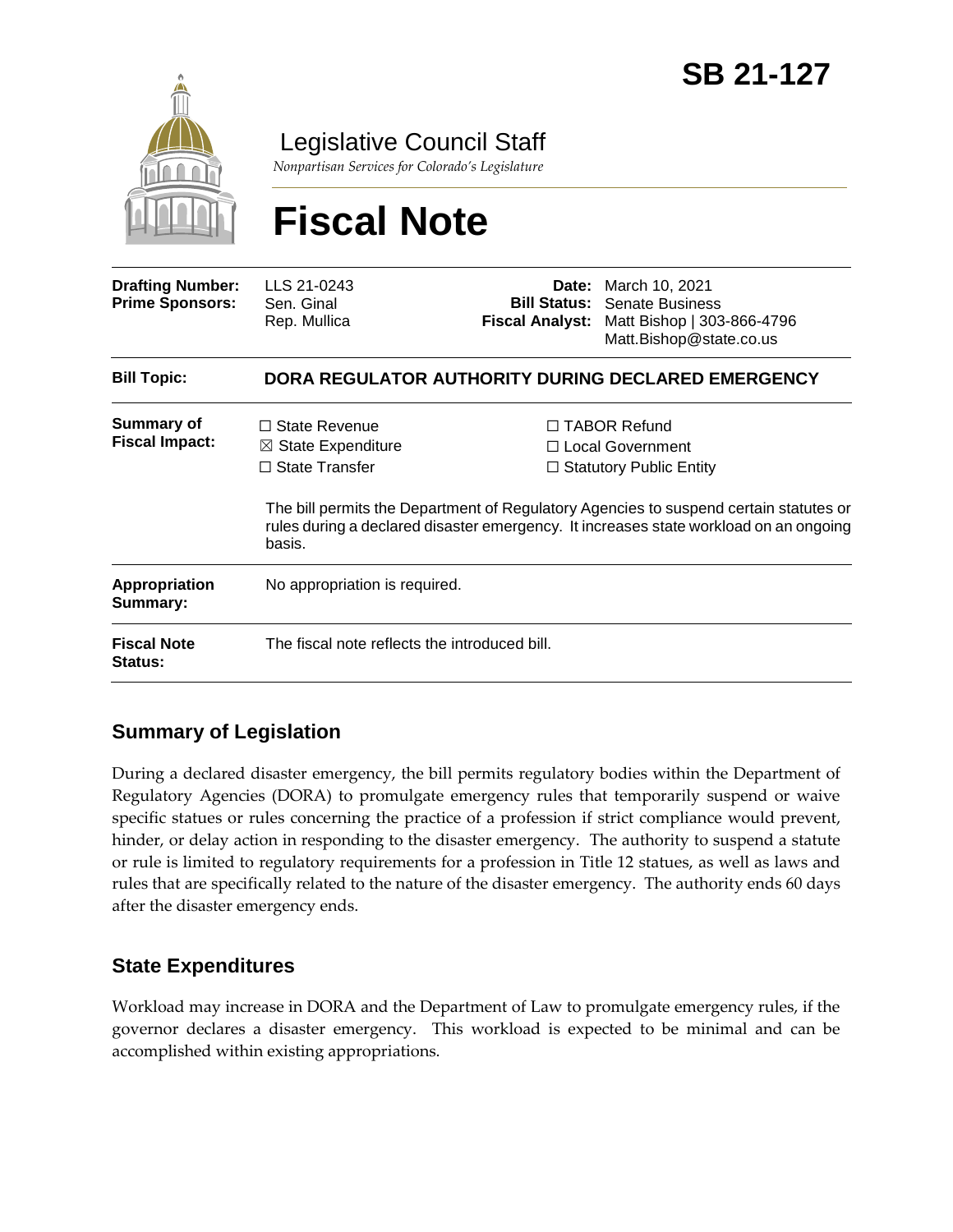# SB 21-127

Legislative Council Staff

*Nonpartisan Services for Colorado's Legislature*

# Fiscal Note

| | | | |
|---|---|---|---|
| **Drafting Number:** | LLS 21-0243 | **Date:** | March 10, 2021 |
| **Prime Sponsors:** | Sen. Ginal<br>Rep. Mullica | **Bill Status:** | Senate Business |
| | | **Fiscal Analyst:** | Matt Bishop \| 303-866-4796<br>Matt.Bishop@state.co.us |

| | |
|---|---|
| **Bill Topic:** | **DORA REGULATOR AUTHORITY DURING DECLARED EMERGENCY** |
| **Summary of Fiscal Impact:** | ☐ State Revenue ☒ State Expenditure ☐ State Transfer ☐ TABOR Refund ☐ Local Government ☐ Statutory Public Entity<br><br>The bill permits the Department of Regulatory Agencies to suspend certain statutes or rules during a declared disaster emergency. It increases state workload on an ongoing basis. |
| **Appropriation Summary:** | No appropriation is required. |
| **Fiscal Note Status:** | The fiscal note reflects the introduced bill. |

## Summary of Legislation

During a declared disaster emergency, the bill permits regulatory bodies within the Department of Regulatory Agencies (DORA) to promulgate emergency rules that temporarily suspend or waive specific statues or rules concerning the practice of a profession if strict compliance would prevent, hinder, or delay action in responding to the disaster emergency. The authority to suspend a statute or rule is limited to regulatory requirements for a profession in Title 12 statues, as well as laws and rules that are specifically related to the nature of the disaster emergency. The authority ends 60 days after the disaster emergency ends.

## State Expenditures

Workload may increase in DORA and the Department of Law to promulgate emergency rules, if the governor declares a disaster emergency. This workload is expected to be minimal and can be accomplished within existing appropriations.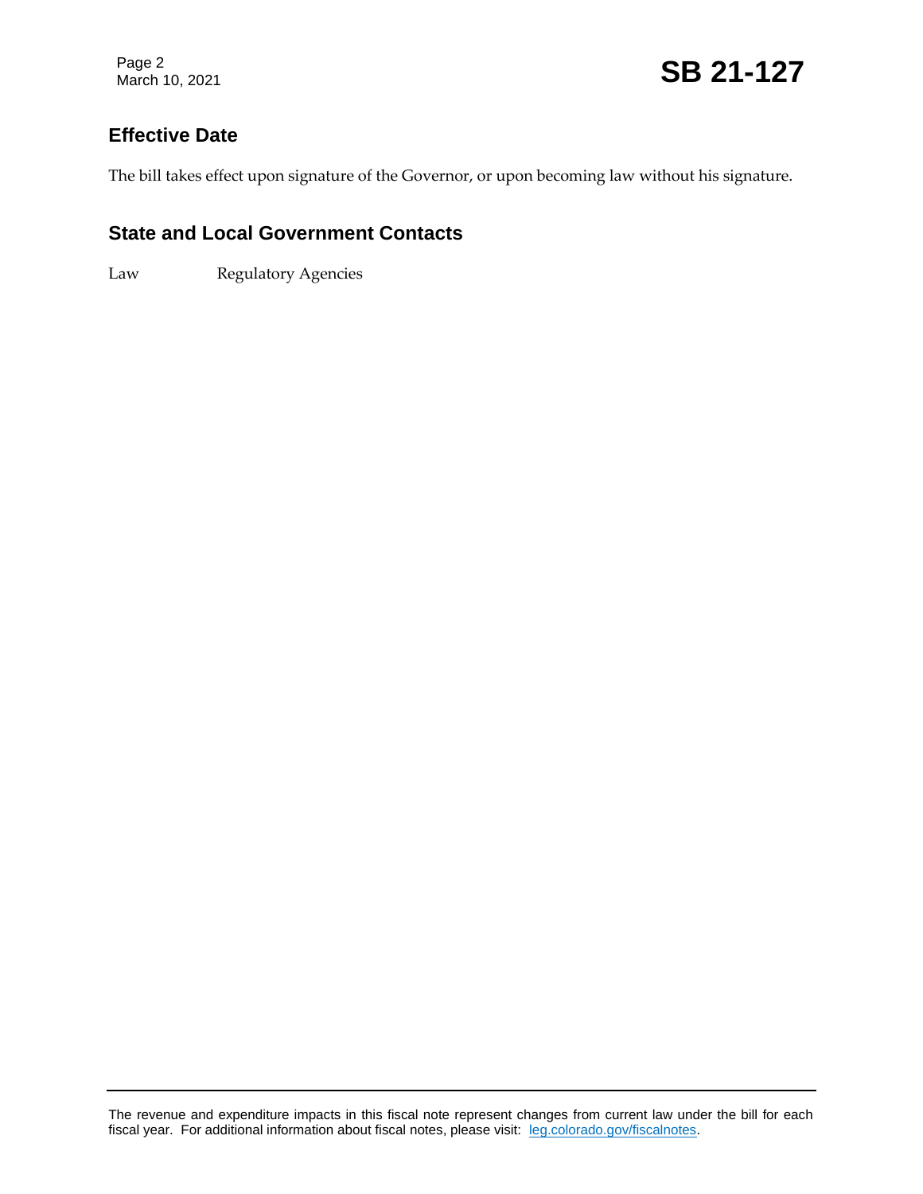## Effective Date

The bill takes effect upon signature of the Governor, or upon becoming law without his signature.

## State and Local Government Contacts

Law Regulatory Agencies

The revenue and expenditure impacts in this fiscal note represent changes from current law under the bill for each fiscal year. For additional information about fiscal notes, please visit: leg.colorado.gov/fiscalnotes.